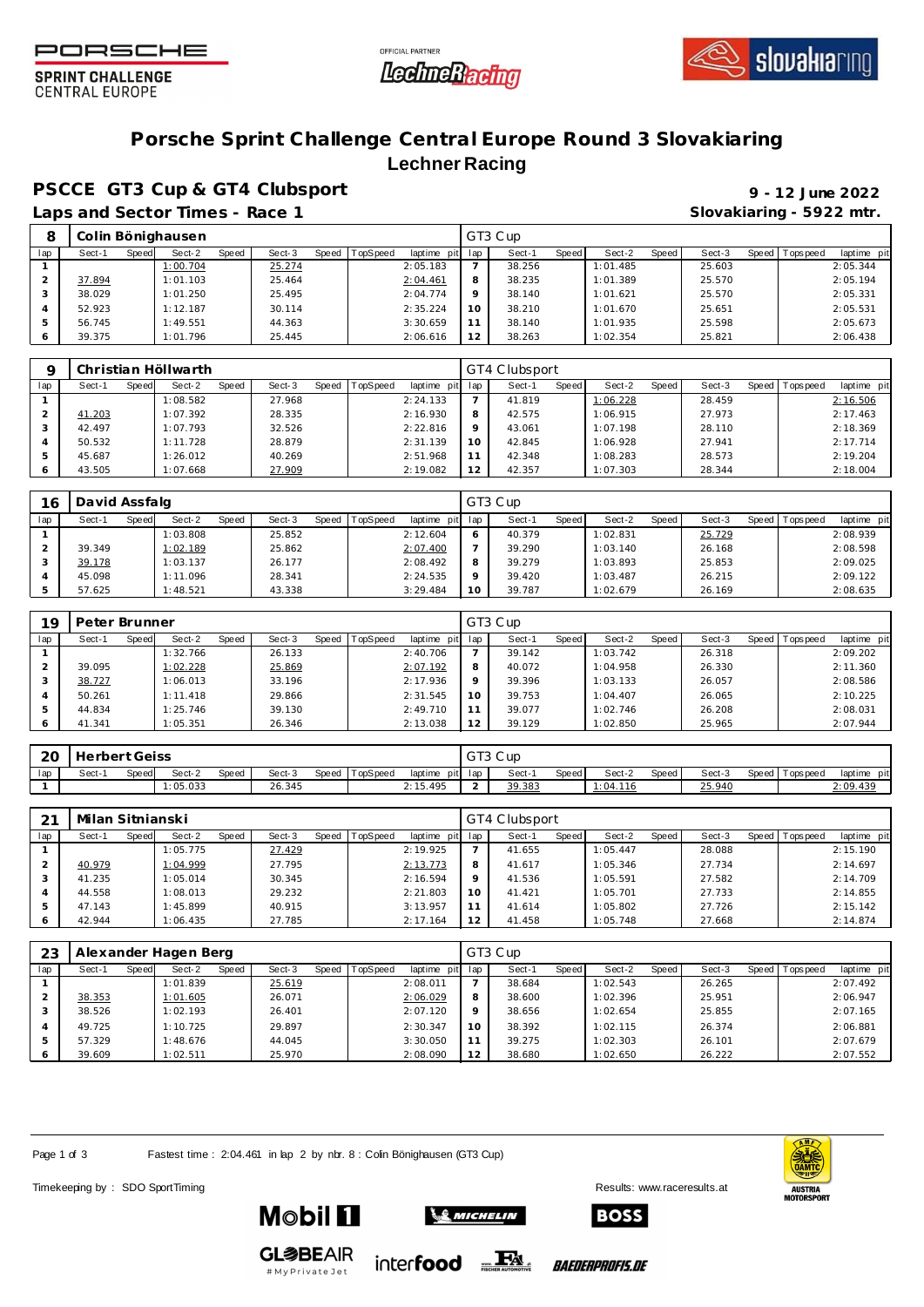# Porsche Sprint Challenge Central Europe Round 3 Slovakiaring

## Lechner Racing

### PSCCE GT3 Cup & GT4 Clubsport

**9 - 12 June 2022**

### Laps and Sector Times - Race 1

**Slovakiaring - 5922 mtr.**

| 8 | Colin Bönighausen | | | | | | | GT3 Cup | | | | | | | |
|---|---|---|---|---|---|---|---|---|---|---|---|---|---|---|---|
| lap | Sect-1 | Speed | Sect-2 | Speed | Sect-3 | Speed | TopSpeed | laptime pit | lap | Sect-1 | Speed | Sect-2 | Speed | Sect-3 | Speed | Topspeed | laptime pit |
| 1 | | | 1:00.704 | | 25.274 | | | 2:05.183 | 7 | 38.256 | | 1:01.485 | | 25.603 | | | 2:05.344 |
| 2 | 37.894 | | 1:01.103 | | 25.464 | | | 2:04.461 | 8 | 38.235 | | 1:01.389 | | 25.570 | | | 2:05.194 |
| 3 | 38.029 | | 1:01.250 | | 25.495 | | | 2:04.774 | 9 | 38.140 | | 1:01.621 | | 25.570 | | | 2:05.331 |
| 4 | 52.923 | | 1:12.187 | | 30.114 | | | 2:35.224 | 10 | 38.210 | | 1:01.670 | | 25.651 | | | 2:05.531 |
| 5 | 56.745 | | 1:49.551 | | 44.363 | | | 3:30.659 | 11 | 38.140 | | 1:01.935 | | 25.598 | | | 2:05.673 |
| 6 | 39.375 | | 1:01.796 | | 25.445 | | | 2:06.616 | 12 | 38.263 | | 1:02.354 | | 25.821 | | | 2:06.438 |

| 9 | Christian Höllwarth | | | | | | | GT4 Clubsport | | | | | | | | | |
|---|---|---|---|---|---|---|---|---|---|---|---|---|---|---|---|---|---|
| lap | Sect-1 | Speed | Sect-2 | Speed | Sect-3 | Speed | TopSpeed | laptime pit | lap | Sect-1 | Speed | Sect-2 | Speed | Sect-3 | Speed | Topspeed | laptime pit |
| 1 | | | 1:08.582 | | 27.968 | | | 2:24.133 | 7 | 41.819 | | 1:06.228 | | 28.459 | | | 2:16.506 |
| 2 | 41.203 | | 1:07.392 | | 28.335 | | | 2:16.930 | 8 | 42.575 | | 1:06.915 | | 27.973 | | | 2:17.463 |
| 3 | 42.497 | | 1:07.793 | | 32.526 | | | 2:22.816 | 9 | 43.061 | | 1:07.198 | | 28.110 | | | 2:18.369 |
| 4 | 50.532 | | 1:11.728 | | 28.879 | | | 2:31.139 | 10 | 42.845 | | 1:06.928 | | 27.941 | | | 2:17.714 |
| 5 | 45.687 | | 1:26.012 | | 40.269 | | | 2:51.968 | 11 | 42.348 | | 1:08.283 | | 28.573 | | | 2:19.204 |
| 6 | 43.505 | | 1:07.668 | | 27.909 | | | 2:19.082 | 12 | 42.357 | | 1:07.303 | | 28.344 | | | 2:18.004 |

| 16 | David Assfalg | | | | | | | GT3 Cup | | | | | | | | | |
|---|---|---|---|---|---|---|---|---|---|---|---|---|---|---|---|---|---|
| lap | Sect-1 | Speed | Sect-2 | Speed | Sect-3 | Speed | TopSpeed | laptime pit | lap | Sect-1 | Speed | Sect-2 | Speed | Sect-3 | Speed | Topspeed | laptime pit |
| 1 | | | 1:03.808 | | 25.852 | | | 2:12.604 | 6 | 40.379 | | 1:02.831 | | 25.729 | | | 2:08.939 |
| 2 | 39.349 | | 1:02.189 | | 25.862 | | | 2:07.400 | 7 | 39.290 | | 1:03.140 | | 26.168 | | | 2:08.598 |
| 3 | 39.178 | | 1:03.137 | | 26.177 | | | 2:08.492 | 8 | 39.279 | | 1:03.893 | | 25.853 | | | 2:09.025 |
| 4 | 45.098 | | 1:11.096 | | 28.341 | | | 2:24.535 | 9 | 39.420 | | 1:03.487 | | 26.215 | | | 2:09.122 |
| 5 | 57.625 | | 1:48.521 | | 43.338 | | | 3:29.484 | 10 | 39.787 | | 1:02.679 | | 26.169 | | | 2:08.635 |

| 19 | Peter Brunner | | | | | | | GT3 Cup | | | | | | | | | |
|---|---|---|---|---|---|---|---|---|---|---|---|---|---|---|---|---|---|
| lap | Sect-1 | Speed | Sect-2 | Speed | Sect-3 | Speed | TopSpeed | laptime pit | lap | Sect-1 | Speed | Sect-2 | Speed | Sect-3 | Speed | Topspeed | laptime pit |
| 1 | | | 1:32.766 | | 26.133 | | | 2:40.706 | 7 | 39.142 | | 1:03.742 | | 26.318 | | | 2:09.202 |
| 2 | 39.095 | | 1:02.228 | | 25.869 | | | 2:07.192 | 8 | 40.072 | | 1:04.958 | | 26.330 | | | 2:11.360 |
| 3 | 38.727 | | 1:06.013 | | 33.196 | | | 2:17.936 | 9 | 39.396 | | 1:03.133 | | 26.057 | | | 2:08.586 |
| 4 | 50.261 | | 1:11.418 | | 29.866 | | | 2:31.545 | 10 | 39.753 | | 1:04.407 | | 26.065 | | | 2:10.225 |
| 5 | 44.834 | | 1:25.746 | | 39.130 | | | 2:49.710 | 11 | 39.077 | | 1:02.746 | | 26.208 | | | 2:08.031 |
| 6 | 41.341 | | 1:05.351 | | 26.346 | | | 2:13.038 | 12 | 39.129 | | 1:02.850 | | 25.965 | | | 2:07.944 |

| 20 | Herbert Geiss | | | | | | | GT3 Cup | | | | | | | | | |
|---|---|---|---|---|---|---|---|---|---|---|---|---|---|---|---|---|---|
| lap | Sect-1 | Speed | Sect-2 | Speed | Sect-3 | Speed | TopSpeed | laptime pit | lap | Sect-1 | Speed | Sect-2 | Speed | Sect-3 | Speed | Topspeed | laptime pit |
| 1 | | | 1:05.033 | | 26.345 | | | 2:15.495 | 2 | 39.383 | | 1:04.116 | | 25.940 | | | 2:09.439 |

| 21 | Milan Sitnianski | | | | | | | GT4 Clubsport | | | | | | | | | |
|---|---|---|---|---|---|---|---|---|---|---|---|---|---|---|---|---|---|
| lap | Sect-1 | Speed | Sect-2 | Speed | Sect-3 | Speed | TopSpeed | laptime pit | lap | Sect-1 | Speed | Sect-2 | Speed | Sect-3 | Speed | Topspeed | laptime pit |
| 1 | | | 1:05.775 | | 27.429 | | | 2:19.925 | 7 | 41.655 | | 1:05.447 | | 28.088 | | | 2:15.190 |
| 2 | 40.979 | | 1:04.999 | | 27.795 | | | 2:13.773 | 8 | 41.617 | | 1:05.346 | | 27.734 | | | 2:14.697 |
| 3 | 41.235 | | 1:05.014 | | 30.345 | | | 2:16.594 | 9 | 41.536 | | 1:05.591 | | 27.582 | | | 2:14.709 |
| 4 | 44.558 | | 1:08.013 | | 29.232 | | | 2:21.803 | 10 | 41.421 | | 1:05.701 | | 27.733 | | | 2:14.855 |
| 5 | 47.143 | | 1:45.899 | | 40.915 | | | 3:13.957 | 11 | 41.614 | | 1:05.802 | | 27.726 | | | 2:15.142 |
| 6 | 42.944 | | 1:06.435 | | 27.785 | | | 2:17.164 | 12 | 41.458 | | 1:05.748 | | 27.668 | | | 2:14.874 |

| 23 | Alexander Hagen Berg | | | | | | | GT3 Cup | | | | | | | | | |
|---|---|---|---|---|---|---|---|---|---|---|---|---|---|---|---|---|---|
| lap | Sect-1 | Speed | Sect-2 | Speed | Sect-3 | Speed | TopSpeed | laptime pit | lap | Sect-1 | Speed | Sect-2 | Speed | Sect-3 | Speed | Topspeed | laptime pit |
| 1 | | | 1:01.839 | | 25.619 | | | 2:08.011 | 7 | 38.684 | | 1:02.543 | | 26.265 | | | 2:07.492 |
| 2 | 38.353 | | 1:01.605 | | 26.071 | | | 2:06.029 | 8 | 38.600 | | 1:02.396 | | 25.951 | | | 2:06.947 |
| 3 | 38.526 | | 1:02.193 | | 26.401 | | | 2:07.120 | 9 | 38.656 | | 1:02.654 | | 25.855 | | | 2:07.165 |
| 4 | 49.725 | | 1:10.725 | | 29.897 | | | 2:30.347 | 10 | 38.392 | | 1:02.115 | | 26.374 | | | 2:06.881 |
| 5 | 57.329 | | 1:48.676 | | 44.045 | | | 3:30.050 | 11 | 39.275 | | 1:02.303 | | 26.101 | | | 2:07.679 |
| 6 | 39.609 | | 1:02.511 | | 25.970 | | | 2:08.090 | 12 | 38.680 | | 1:02.650 | | 26.222 | | | 2:07.552 |

Fastest time : 2:04.461 in lap 2 by nbr. 8 : Colin Bönighausen (GT3 Cup)

Timekeeping by : SDO SportTiming

Results: www.raceresults.at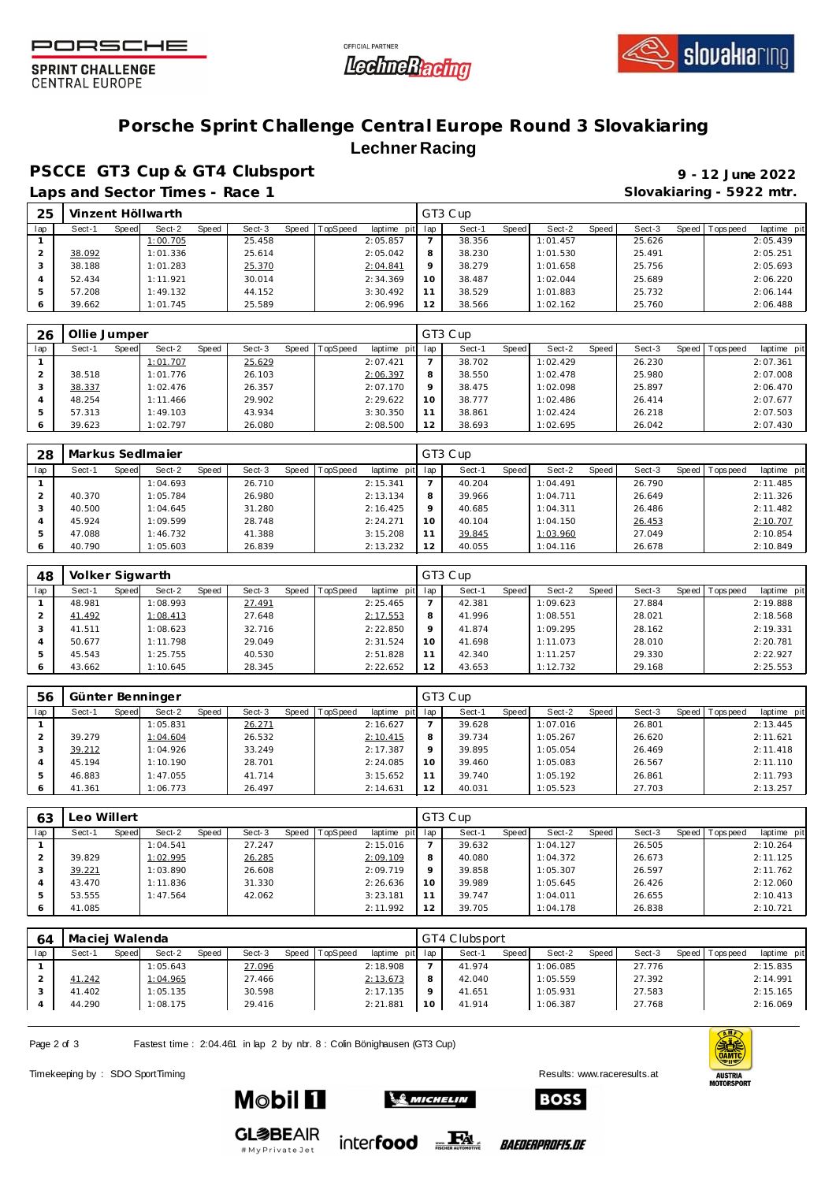# Porsche Sprint Challenge Central Europe Round 3 Slovakiaring

Lechner Racing

## PSCCE GT3 Cup & GT4 Clubsport

**9 - 12 June 2022**

### Laps and Sector Times - Race 1

**Slovakiaring - 5922 mtr.**

| 25 | Vinzent Höllwarth | | | | | | | | GT3 Cup | | | | | | | | |
|---|---|---|---|---|---|---|---|---|---|---|---|---|---|---|---|---|---|
| lap | Sect-1 | Speed | Sect-2 | Speed | Sect-3 | Speed | TopSpeed | laptime pit | lap | Sect-1 | Speed | Sect-2 | Speed | Sect-3 | Speed | Topspeed | laptime pit |
| 1 | | | 1:00.705 | | 25.458 | | | 2:05.857 | 7 | 38.356 | | 1:01.457 | | 25.626 | | | 2:05.439 |
| 2 | 38.092 | | 1:01.336 | | 25.614 | | | 2:05.042 | 8 | 38.230 | | 1:01.530 | | 25.491 | | | 2:05.251 |
| 3 | 38.188 | | 1:01.283 | | 25.370 | | | 2:04.841 | 9 | 38.279 | | 1:01.658 | | 25.756 | | | 2:05.693 |
| 4 | 52.434 | | 1:11.921 | | 30.014 | | | 2:34.369 | 10 | 38.487 | | 1:02.044 | | 25.689 | | | 2:06.220 |
| 5 | 57.208 | | 1:49.132 | | 44.152 | | | 3:30.492 | 11 | 38.529 | | 1:01.883 | | 25.732 | | | 2:06.144 |
| 6 | 39.662 | | 1:01.745 | | 25.589 | | | 2:06.996 | 12 | 38.566 | | 1:02.162 | | 25.760 | | | 2:06.488 |

| 26 | Ollie Jumper | | | | | | | | GT3 Cup | | | | | | | | |
|---|---|---|---|---|---|---|---|---|---|---|---|---|---|---|---|---|---|
| lap | Sect-1 | Speed | Sect-2 | Speed | Sect-3 | Speed | TopSpeed | laptime pit | lap | Sect-1 | Speed | Sect-2 | Speed | Sect-3 | Speed | Topspeed | laptime pit |
| 1 | | | 1:01.707 | | 25.629 | | | 2:07.421 | 7 | 38.702 | | 1:02.429 | | 26.230 | | | 2:07.361 |
| 2 | 38.518 | | 1:01.776 | | 26.103 | | | 2:06.397 | 8 | 38.550 | | 1:02.478 | | 25.980 | | | 2:07.008 |
| 3 | 38.337 | | 1:02.476 | | 26.357 | | | 2:07.170 | 9 | 38.475 | | 1:02.098 | | 25.897 | | | 2:06.470 |
| 4 | 48.254 | | 1:11.466 | | 29.902 | | | 2:29.622 | 10 | 38.777 | | 1:02.486 | | 26.414 | | | 2:07.677 |
| 5 | 57.313 | | 1:49.103 | | 43.934 | | | 3:30.350 | 11 | 38.861 | | 1:02.424 | | 26.218 | | | 2:07.503 |
| 6 | 39.623 | | 1:02.797 | | 26.080 | | | 2:08.500 | 12 | 38.693 | | 1:02.695 | | 26.042 | | | 2:07.430 |

| 28 | Markus Sedlmaier | | | | | | | | GT3 Cup | | | | | | | | |
|---|---|---|---|---|---|---|---|---|---|---|---|---|---|---|---|---|---|
| lap | Sect-1 | Speed | Sect-2 | Speed | Sect-3 | Speed | TopSpeed | laptime pit | lap | Sect-1 | Speed | Sect-2 | Speed | Sect-3 | Speed | Topspeed | laptime pit |
| 1 | | | 1:04.693 | | 26.710 | | | 2:15.341 | 7 | 40.204 | | 1:04.491 | | 26.790 | | | 2:11.485 |
| 2 | 40.370 | | 1:05.784 | | 26.980 | | | 2:13.134 | 8 | 39.966 | | 1:04.711 | | 26.649 | | | 2:11.326 |
| 3 | 40.500 | | 1:04.645 | | 31.280 | | | 2:16.425 | 9 | 40.685 | | 1:04.311 | | 26.486 | | | 2:11.482 |
| 4 | 45.924 | | 1:09.599 | | 28.748 | | | 2:24.271 | 10 | 40.104 | | 1:04.150 | | 26.453 | | | 2:10.707 |
| 5 | 47.088 | | 1:46.732 | | 41.388 | | | 3:15.208 | 11 | 39.845 | | 1:03.960 | | 27.049 | | | 2:10.854 |
| 6 | 40.790 | | 1:05.603 | | 26.839 | | | 2:13.232 | 12 | 40.055 | | 1:04.116 | | 26.678 | | | 2:10.849 |

| 48 | Volker Sigwarth | | | | | | | | GT3 Cup | | | | | | | | |
|---|---|---|---|---|---|---|---|---|---|---|---|---|---|---|---|---|---|
| lap | Sect-1 | Speed | Sect-2 | Speed | Sect-3 | Speed | TopSpeed | laptime pit | lap | Sect-1 | Speed | Sect-2 | Speed | Sect-3 | Speed | Topspeed | laptime pit |
| 1 | 48.981 | | 1:08.993 | | 27.491 | | | 2:25.465 | 7 | 42.381 | | 1:09.623 | | 27.884 | | | 2:19.888 |
| 2 | 41.492 | | 1:08.413 | | 27.648 | | | 2:17.553 | 8 | 41.996 | | 1:08.551 | | 28.021 | | | 2:18.568 |
| 3 | 41.511 | | 1:08.623 | | 32.716 | | | 2:22.850 | 9 | 41.874 | | 1:09.295 | | 28.162 | | | 2:19.331 |
| 4 | 50.677 | | 1:11.798 | | 29.049 | | | 2:31.524 | 10 | 41.698 | | 1:11.073 | | 28.010 | | | 2:20.781 |
| 5 | 45.543 | | 1:25.755 | | 40.530 | | | 2:51.828 | 11 | 42.340 | | 1:11.257 | | 29.330 | | | 2:22.927 |
| 6 | 43.662 | | 1:10.645 | | 28.345 | | | 2:22.652 | 12 | 43.653 | | 1:12.732 | | 29.168 | | | 2:25.553 |

| 56 | Günter Benninger | | | | | | | | GT3 Cup | | | | | | | | |
|---|---|---|---|---|---|---|---|---|---|---|---|---|---|---|---|---|---|
| lap | Sect-1 | Speed | Sect-2 | Speed | Sect-3 | Speed | TopSpeed | laptime pit | lap | Sect-1 | Speed | Sect-2 | Speed | Sect-3 | Speed | Topspeed | laptime pit |
| 1 | | | 1:05.831 | | 26.271 | | | 2:16.627 | 7 | 39.628 | | 1:07.016 | | 26.801 | | | 2:13.445 |
| 2 | 39.279 | | 1:04.604 | | 26.532 | | | 2:10.415 | 8 | 39.734 | | 1:05.267 | | 26.620 | | | 2:11.621 |
| 3 | 39.212 | | 1:04.926 | | 33.249 | | | 2:17.387 | 9 | 39.895 | | 1:05.054 | | 26.469 | | | 2:11.418 |
| 4 | 45.194 | | 1:10.190 | | 28.701 | | | 2:24.085 | 10 | 39.460 | | 1:05.083 | | 26.567 | | | 2:11.110 |
| 5 | 46.883 | | 1:47.055 | | 41.714 | | | 3:15.652 | 11 | 39.740 | | 1:05.192 | | 26.861 | | | 2:11.793 |
| 6 | 41.361 | | 1:06.773 | | 26.497 | | | 2:14.631 | 12 | 40.031 | | 1:05.523 | | 27.703 | | | 2:13.257 |

| 63 | Leo Willert | | | | | | | | GT3 Cup | | | | | | | | |
|---|---|---|---|---|---|---|---|---|---|---|---|---|---|---|---|---|---|
| lap | Sect-1 | Speed | Sect-2 | Speed | Sect-3 | Speed | TopSpeed | laptime pit | lap | Sect-1 | Speed | Sect-2 | Speed | Sect-3 | Speed | Topspeed | laptime pit |
| 1 | | | 1:04.541 | | 27.247 | | | 2:15.016 | 7 | 39.632 | | 1:04.127 | | 26.505 | | | 2:10.264 |
| 2 | 39.829 | | 1:02.995 | | 26.285 | | | 2:09.109 | 8 | 40.080 | | 1:04.372 | | 26.673 | | | 2:11.125 |
| 3 | 39.221 | | 1:03.890 | | 26.608 | | | 2:09.719 | 9 | 39.858 | | 1:05.307 | | 26.597 | | | 2:11.762 |
| 4 | 43.470 | | 1:11.836 | | 31.330 | | | 2:26.636 | 10 | 39.989 | | 1:05.645 | | 26.426 | | | 2:12.060 |
| 5 | 53.555 | | 1:47.564 | | 42.062 | | | 3:23.181 | 11 | 39.747 | | 1:04.011 | | 26.655 | | | 2:10.413 |
| 6 | 41.085 | | | | | | | 2:11.992 | 12 | 39.705 | | 1:04.178 | | 26.838 | | | 2:10.721 |

| 64 | Maciej Walenda | | | | | | | | GT4 Clubsport | | | | | | | | |
|---|---|---|---|---|---|---|---|---|---|---|---|---|---|---|---|---|---|
| lap | Sect-1 | Speed | Sect-2 | Speed | Sect-3 | Speed | TopSpeed | laptime pit | lap | Sect-1 | Speed | Sect-2 | Speed | Sect-3 | Speed | Topspeed | laptime pit |
| 1 | | | 1:05.643 | | 27.096 | | | 2:18.908 | 7 | 41.974 | | 1:06.085 | | 27.776 | | | 2:15.835 |
| 2 | 41.242 | | 1:04.965 | | 27.466 | | | 2:13.673 | 8 | 42.040 | | 1:05.559 | | 27.392 | | | 2:14.991 |
| 3 | 41.402 | | 1:05.135 | | 30.598 | | | 2:17.135 | 9 | 41.651 | | 1:05.931 | | 27.583 | | | 2:15.165 |
| 4 | 44.290 | | 1:08.175 | | 29.416 | | | 2:21.881 | 10 | 41.914 | | 1:06.387 | | 27.768 | | | 2:16.069 |

Fastest time : 2:04.461 in lap 2 by nbr. 8 : Colin Bönighausen (GT3 Cup)

Timekeeping by : SDO SportTiming

Results: www.raceresults.at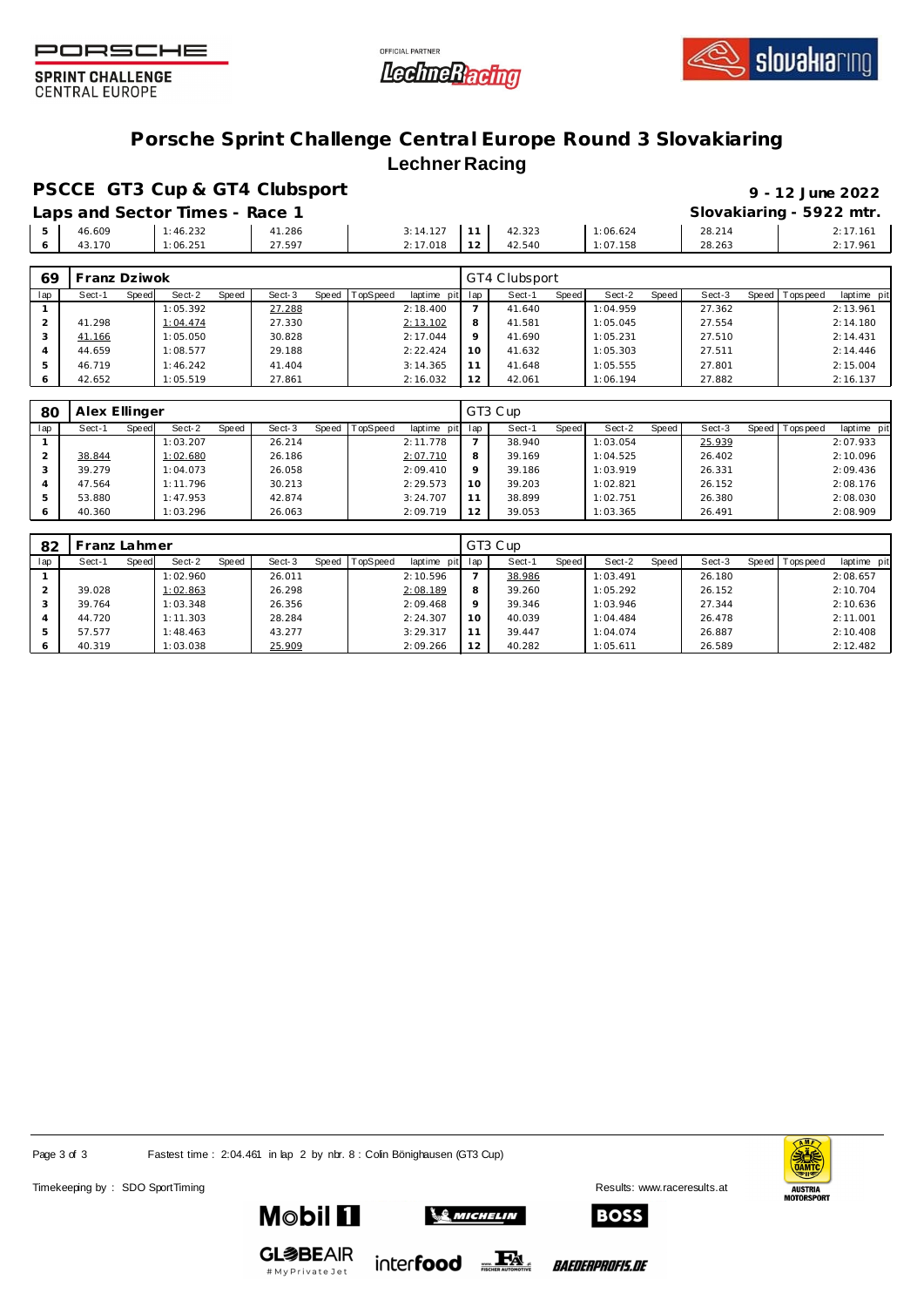# Porsche Sprint Challenge Central Europe Round 3 Slovakiaring

Lechner Racing

## PSCCE GT3 Cup & GT4 Clubsport

9 - 12 June 2022

### Laps and Sector Times - Race 1

Slovakiaring - 5922 mtr.

| | | | | | | | | | | | | | | | | | | | |
|---|---|---|---|---|---|---|---|---|---|---|---|---|---|---|---|---|---|---|---|
| 5 | 46.609 | | 1:46.232 | | 41.286 | | | 3:14.127 | 11 | 42.323 | | 1:06.624 | | 28.214 | | | 2:17.161 |
| 6 | 43.170 | | 1:06.251 | | 27.597 | | | 2:17.018 | 12 | 42.540 | | 1:07.158 | | 28.263 | | | 2:17.961 |

**69 Franz Dziwok** — GT4 Clubsport

| lap | Sect-1 | Speed | Sect-2 | Speed | Sect-3 | Speed | TopSpeed | laptime pit | lap | Sect-1 | Speed | Sect-2 | Speed | Sect-3 | Speed | Topspeed | laptime pit |
|---|---|---|---|---|---|---|---|---|---|---|---|---|---|---|---|---|---|
| 1 | | | 1:05.392 | | 27.288 | | | 2:18.400 | 7 | 41.640 | | 1:04.959 | | 27.362 | | | 2:13.961 |
| 2 | 41.298 | | 1:04.474 | | 27.330 | | | 2:13.102 | 8 | 41.581 | | 1:05.045 | | 27.554 | | | 2:14.180 |
| 3 | 41.166 | | 1:05.050 | | 30.828 | | | 2:17.044 | 9 | 41.690 | | 1:05.231 | | 27.510 | | | 2:14.431 |
| 4 | 44.659 | | 1:08.577 | | 29.188 | | | 2:22.424 | 10 | 41.632 | | 1:05.303 | | 27.511 | | | 2:14.446 |
| 5 | 46.719 | | 1:46.242 | | 41.404 | | | 3:14.365 | 11 | 41.648 | | 1:05.555 | | 27.801 | | | 2:15.004 |
| 6 | 42.652 | | 1:05.519 | | 27.861 | | | 2:16.032 | 12 | 42.061 | | 1:06.194 | | 27.882 | | | 2:16.137 |

**80 Alex Ellinger** — GT3 Cup

| lap | Sect-1 | Speed | Sect-2 | Speed | Sect-3 | Speed | TopSpeed | laptime pit | lap | Sect-1 | Speed | Sect-2 | Speed | Sect-3 | Speed | Topspeed | laptime pit |
|---|---|---|---|---|---|---|---|---|---|---|---|---|---|---|---|---|---|
| 1 | | | 1:03.207 | | 26.214 | | | 2:11.778 | 7 | 38.940 | | 1:03.054 | | 25.939 | | | 2:07.933 |
| 2 | 38.844 | | 1:02.680 | | 26.186 | | | 2:07.710 | 8 | 39.169 | | 1:04.525 | | 26.402 | | | 2:10.096 |
| 3 | 39.279 | | 1:04.073 | | 26.058 | | | 2:09.410 | 9 | 39.186 | | 1:03.919 | | 26.331 | | | 2:09.436 |
| 4 | 47.564 | | 1:11.796 | | 30.213 | | | 2:29.573 | 10 | 39.203 | | 1:02.821 | | 26.152 | | | 2:08.176 |
| 5 | 53.880 | | 1:47.953 | | 42.874 | | | 3:24.707 | 11 | 38.899 | | 1:02.751 | | 26.380 | | | 2:08.030 |
| 6 | 40.360 | | 1:03.296 | | 26.063 | | | 2:09.719 | 12 | 39.053 | | 1:03.365 | | 26.491 | | | 2:08.909 |

**82 Franz Lahmer** — GT3 Cup

| lap | Sect-1 | Speed | Sect-2 | Speed | Sect-3 | Speed | TopSpeed | laptime pit | lap | Sect-1 | Speed | Sect-2 | Speed | Sect-3 | Speed | Topspeed | laptime pit |
|---|---|---|---|---|---|---|---|---|---|---|---|---|---|---|---|---|---|
| 1 | | | 1:02.960 | | 26.011 | | | 2:10.596 | 7 | 38.986 | | 1:03.491 | | 26.180 | | | 2:08.657 |
| 2 | 39.028 | | 1:02.863 | | 26.298 | | | 2:08.189 | 8 | 39.260 | | 1:05.292 | | 26.152 | | | 2:10.704 |
| 3 | 39.764 | | 1:03.348 | | 26.356 | | | 2:09.468 | 9 | 39.346 | | 1:03.946 | | 27.344 | | | 2:10.636 |
| 4 | 44.720 | | 1:11.303 | | 28.284 | | | 2:24.307 | 10 | 40.039 | | 1:04.484 | | 26.478 | | | 2:11.001 |
| 5 | 57.577 | | 1:48.463 | | 43.277 | | | 3:29.317 | 11 | 39.447 | | 1:04.074 | | 26.887 | | | 2:10.408 |
| 6 | 40.319 | | 1:03.038 | | 25.909 | | | 2:09.266 | 12 | 40.282 | | 1:05.611 | | 26.589 | | | 2:12.482 |

Fastest time : 2:04.461 in lap 2 by nbr. 8 : Colin Bönighausen (GT3 Cup)

Timekeeping by : SDO SportTiming

Results: www.raceresults.at